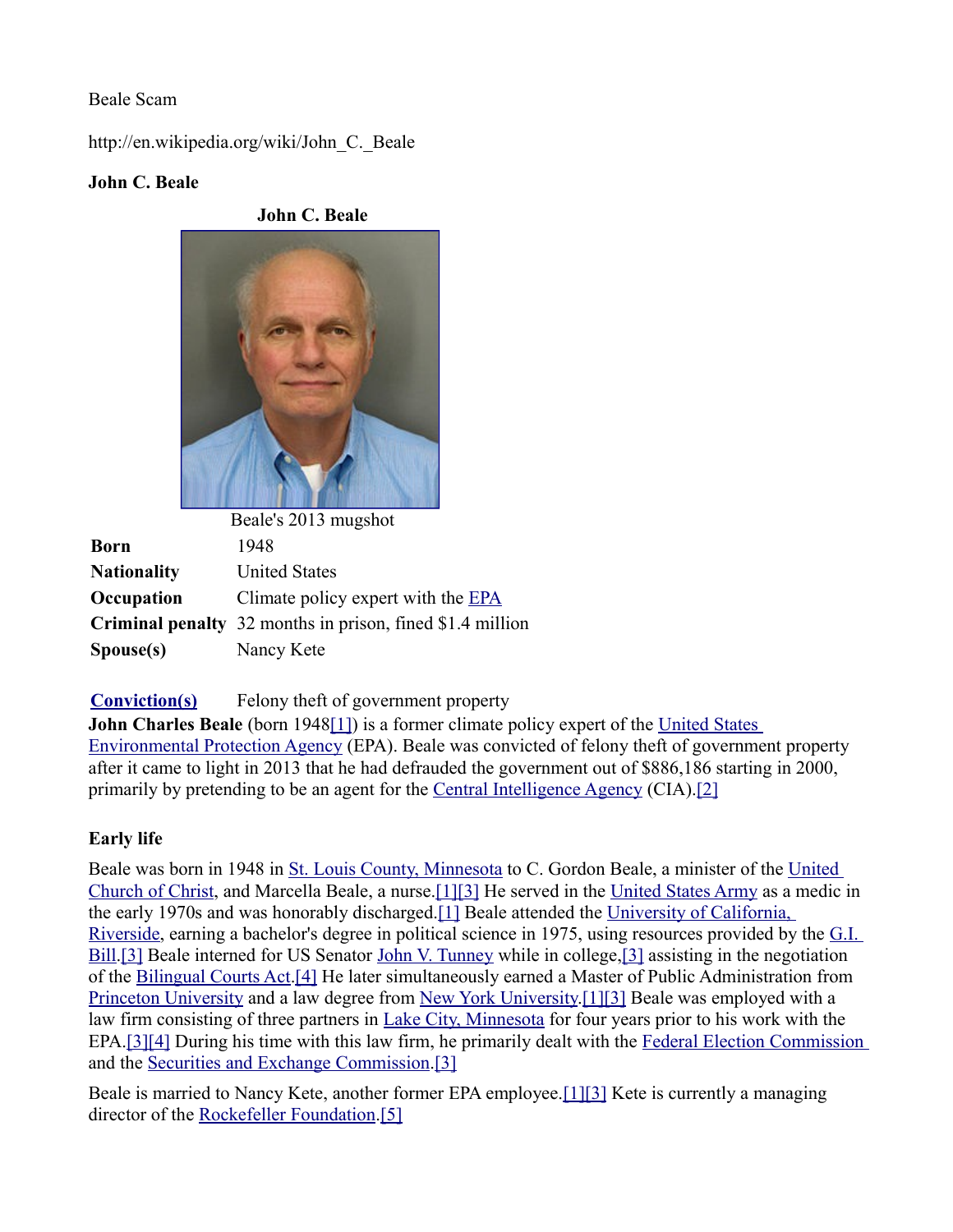Beale Scam

http://en.wikipedia.org/wiki/John_C._Beale

**John C. Beale**

**John C. Beale**

Beale's 2013 mugshot

| | |
|---|---|
| **Born** | 1948 |
| **Nationality** | United States |
| **Occupation** | Climate policy expert with the EPA |
| **Criminal penalty** | 32 months in prison, fined $1.4 million |
| **Spouse(s)** | Nancy Kete |
| **Conviction(s)** | Felony theft of government property |

**John Charles Beale** (born 1948[1]) is a former climate policy expert of the United States Environmental Protection Agency (EPA). Beale was convicted of felony theft of government property after it came to light in 2013 that he had defrauded the government out of $886,186 starting in 2000, primarily by pretending to be an agent for the Central Intelligence Agency (CIA).[2]

## Early life

Beale was born in 1948 in St. Louis County, Minnesota to C. Gordon Beale, a minister of the United Church of Christ, and Marcella Beale, a nurse.[1][3] He served in the United States Army as a medic in the early 1970s and was honorably discharged.[1] Beale attended the University of California, Riverside, earning a bachelor's degree in political science in 1975, using resources provided by the G.I. Bill.[3] Beale interned for US Senator John V. Tunney while in college,[3] assisting in the negotiation of the Bilingual Courts Act.[4] He later simultaneously earned a Master of Public Administration from Princeton University and a law degree from New York University.[1][3] Beale was employed with a law firm consisting of three partners in Lake City, Minnesota for four years prior to his work with the EPA.[3][4] During his time with this law firm, he primarily dealt with the Federal Election Commission and the Securities and Exchange Commission.[3]

Beale is married to Nancy Kete, another former EPA employee.[1][3] Kete is currently a managing director of the Rockefeller Foundation.[5]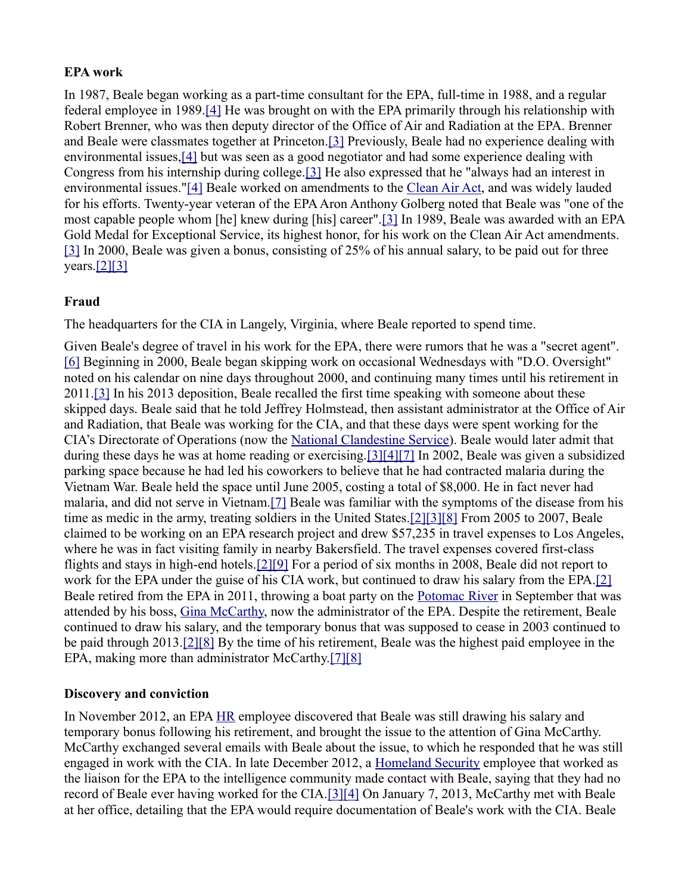### EPA work

In 1987, Beale began working as a part-time consultant for the EPA, full-time in 1988, and a regular federal employee in 1989.[4] He was brought on with the EPA primarily through his relationship with Robert Brenner, who was then deputy director of the Office of Air and Radiation at the EPA. Brenner and Beale were classmates together at Princeton.[3] Previously, Beale had no experience dealing with environmental issues,[4] but was seen as a good negotiator and had some experience dealing with Congress from his internship during college.[3] He also expressed that he "always had an interest in environmental issues."[4] Beale worked on amendments to the Clean Air Act, and was widely lauded for his efforts. Twenty-year veteran of the EPA Aron Anthony Golberg noted that Beale was "one of the most capable people whom [he] knew during [his] career".[3] In 1989, Beale was awarded with an EPA Gold Medal for Exceptional Service, its highest honor, for his work on the Clean Air Act amendments.[3] In 2000, Beale was given a bonus, consisting of 25% of his annual salary, to be paid out for three years.[2][3]

### Fraud

The headquarters for the CIA in Langely, Virginia, where Beale reported to spend time.

Given Beale's degree of travel in his work for the EPA, there were rumors that he was a "secret agent".[6] Beginning in 2000, Beale began skipping work on occasional Wednesdays with "D.O. Oversight" noted on his calendar on nine days throughout 2000, and continuing many times until his retirement in 2011.[3] In his 2013 deposition, Beale recalled the first time speaking with someone about these skipped days. Beale said that he told Jeffrey Holmstead, then assistant administrator at the Office of Air and Radiation, that Beale was working for the CIA, and that these days were spent working for the CIA's Directorate of Operations (now the National Clandestine Service). Beale would later admit that during these days he was at home reading or exercising.[3][4][7] In 2002, Beale was given a subsidized parking space because he had led his coworkers to believe that he had contracted malaria during the Vietnam War. Beale held the space until June 2005, costing a total of $8,000. He in fact never had malaria, and did not serve in Vietnam.[7] Beale was familiar with the symptoms of the disease from his time as medic in the army, treating soldiers in the United States.[2][3][8] From 2005 to 2007, Beale claimed to be working on an EPA research project and drew $57,235 in travel expenses to Los Angeles, where he was in fact visiting family in nearby Bakersfield. The travel expenses covered first-class flights and stays in high-end hotels.[2][9] For a period of six months in 2008, Beale did not report to work for the EPA under the guise of his CIA work, but continued to draw his salary from the EPA.[2] Beale retired from the EPA in 2011, throwing a boat party on the Potomac River in September that was attended by his boss, Gina McCarthy, now the administrator of the EPA. Despite the retirement, Beale continued to draw his salary, and the temporary bonus that was supposed to cease in 2003 continued to be paid through 2013.[2][8] By the time of his retirement, Beale was the highest paid employee in the EPA, making more than administrator McCarthy.[7][8]

### Discovery and conviction

In November 2012, an EPA HR employee discovered that Beale was still drawing his salary and temporary bonus following his retirement, and brought the issue to the attention of Gina McCarthy. McCarthy exchanged several emails with Beale about the issue, to which he responded that he was still engaged in work with the CIA. In late December 2012, a Homeland Security employee that worked as the liaison for the EPA to the intelligence community made contact with Beale, saying that they had no record of Beale ever having worked for the CIA.[3][4] On January 7, 2013, McCarthy met with Beale at her office, detailing that the EPA would require documentation of Beale's work with the CIA. Beale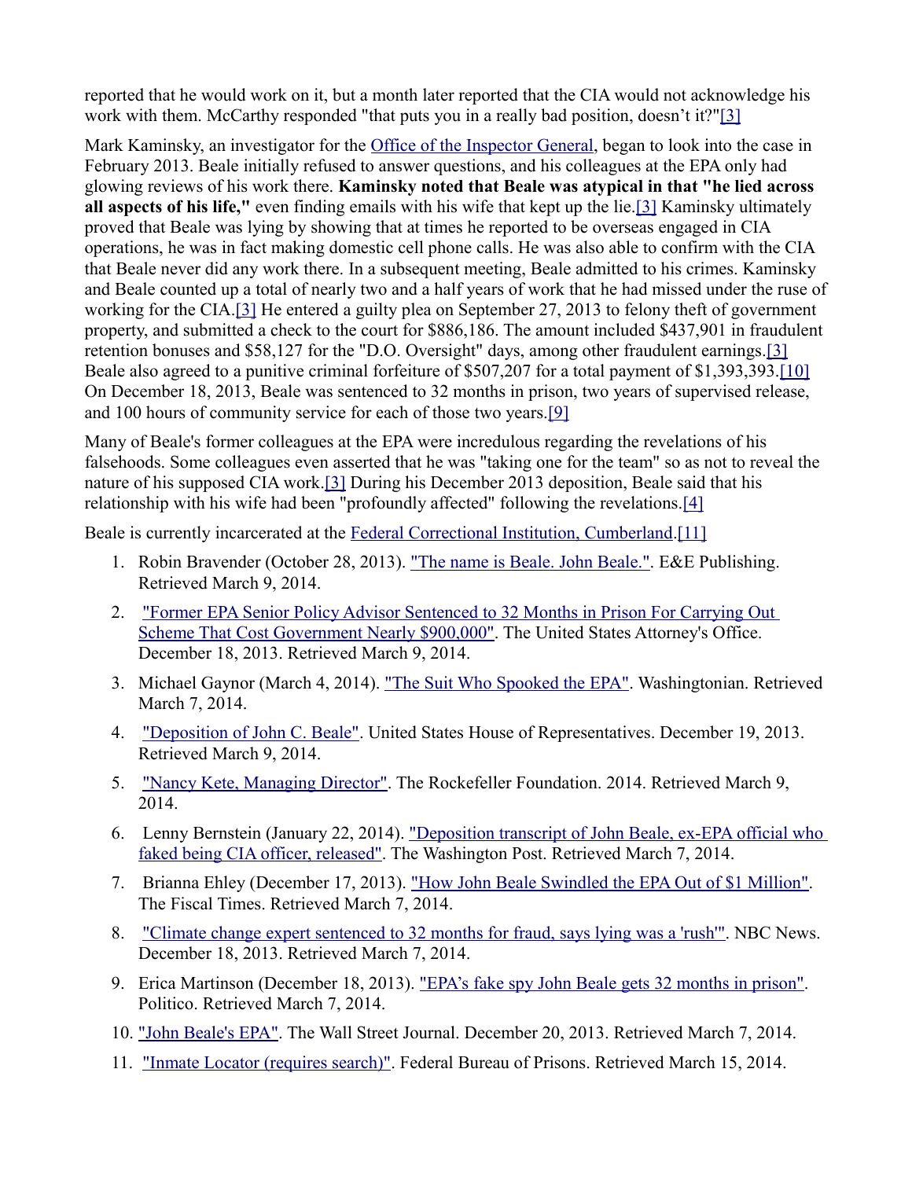reported that he would work on it, but a month later reported that the CIA would not acknowledge his work with them. McCarthy responded "that puts you in a really bad position, doesn't it?"[3]

Mark Kaminsky, an investigator for the Office of the Inspector General, began to look into the case in February 2013. Beale initially refused to answer questions, and his colleagues at the EPA only had glowing reviews of his work there. **Kaminsky noted that Beale was atypical in that "he lied across all aspects of his life,"** even finding emails with his wife that kept up the lie.[3] Kaminsky ultimately proved that Beale was lying by showing that at times he reported to be overseas engaged in CIA operations, he was in fact making domestic cell phone calls. He was also able to confirm with the CIA that Beale never did any work there. In a subsequent meeting, Beale admitted to his crimes. Kaminsky and Beale counted up a total of nearly two and a half years of work that he had missed under the ruse of working for the CIA.[3] He entered a guilty plea on September 27, 2013 to felony theft of government property, and submitted a check to the court for $886,186. The amount included $437,901 in fraudulent retention bonuses and $58,127 for the "D.O. Oversight" days, among other fraudulent earnings.[3] Beale also agreed to a punitive criminal forfeiture of $507,207 for a total payment of $1,393,393.[10] On December 18, 2013, Beale was sentenced to 32 months in prison, two years of supervised release, and 100 hours of community service for each of those two years.[9]

Many of Beale's former colleagues at the EPA were incredulous regarding the revelations of his falsehoods. Some colleagues even asserted that he was "taking one for the team" so as not to reveal the nature of his supposed CIA work.[3] During his December 2013 deposition, Beale said that his relationship with his wife had been "profoundly affected" following the revelations.[4]

Beale is currently incarcerated at the Federal Correctional Institution, Cumberland.[11]

1. Robin Bravender (October 28, 2013). "The name is Beale. John Beale.". E&E Publishing. Retrieved March 9, 2014.
2. "Former EPA Senior Policy Advisor Sentenced to 32 Months in Prison For Carrying Out Scheme That Cost Government Nearly $900,000". The United States Attorney's Office. December 18, 2013. Retrieved March 9, 2014.
3. Michael Gaynor (March 4, 2014). "The Suit Who Spooked the EPA". Washingtonian. Retrieved March 7, 2014.
4. "Deposition of John C. Beale". United States House of Representatives. December 19, 2013. Retrieved March 9, 2014.
5. "Nancy Kete, Managing Director". The Rockefeller Foundation. 2014. Retrieved March 9, 2014.
6. Lenny Bernstein (January 22, 2014). "Deposition transcript of John Beale, ex-EPA official who faked being CIA officer, released". The Washington Post. Retrieved March 7, 2014.
7. Brianna Ehley (December 17, 2013). "How John Beale Swindled the EPA Out of $1 Million". The Fiscal Times. Retrieved March 7, 2014.
8. "Climate change expert sentenced to 32 months for fraud, says lying was a 'rush'". NBC News. December 18, 2013. Retrieved March 7, 2014.
9. Erica Martinson (December 18, 2013). "EPA's fake spy John Beale gets 32 months in prison". Politico. Retrieved March 7, 2014.
10. "John Beale's EPA". The Wall Street Journal. December 20, 2013. Retrieved March 7, 2014.
11. "Inmate Locator (requires search)". Federal Bureau of Prisons. Retrieved March 15, 2014.